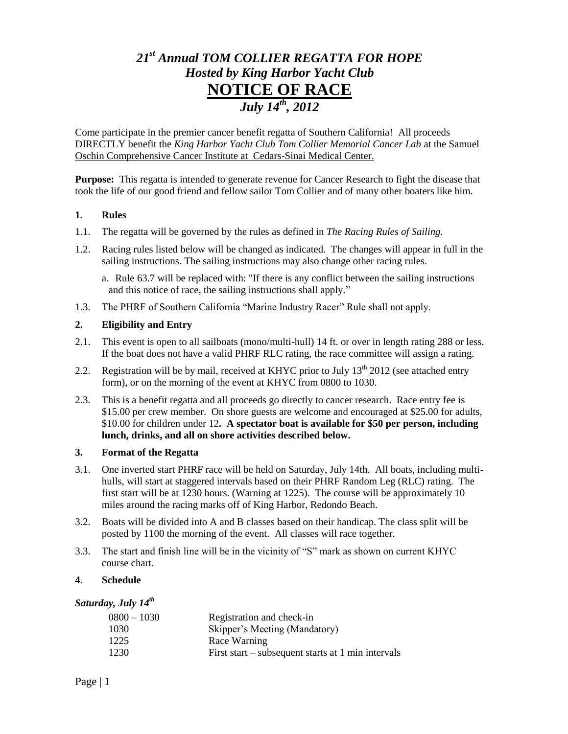# *21st Annual TOM COLLIER REGATTA FOR HOPE*
## *Hosted by King Harbor Yacht Club*
# NOTICE OF RACE
## *July 14th, 2012*

Come participate in the premier cancer benefit regatta of Southern California! All proceeds DIRECTLY benefit the *King Harbor Yacht Club Tom Collier Memorial Cancer Lab* at the Samuel Oschin Comprehensive Cancer Institute at Cedars-Sinai Medical Center.

**Purpose:** This regatta is intended to generate revenue for Cancer Research to fight the disease that took the life of our good friend and fellow sailor Tom Collier and of many other boaters like him.

### 1. Rules

1.1. The regatta will be governed by the rules as defined in *The Racing Rules of Sailing.*

1.2. Racing rules listed below will be changed as indicated. The changes will appear in full in the sailing instructions. The sailing instructions may also change other racing rules.

a. Rule 63.7 will be replaced with: "If there is any conflict between the sailing instructions and this notice of race, the sailing instructions shall apply."

1.3. The PHRF of Southern California "Marine Industry Racer" Rule shall not apply.

### 2. Eligibility and Entry

2.1. This event is open to all sailboats (mono/multi-hull) 14 ft. or over in length rating 288 or less. If the boat does not have a valid PHRF RLC rating, the race committee will assign a rating.

2.2. Registration will be by mail, received at KHYC prior to July 13th 2012 (see attached entry form), or on the morning of the event at KHYC from 0800 to 1030.

2.3. This is a benefit regatta and all proceeds go directly to cancer research. Race entry fee is $15.00 per crew member. On shore guests are welcome and encouraged at $25.00 for adults, $10.00 for children under 12**. A spectator boat is available for $50 per person, including lunch, drinks, and all on shore activities described below.**

### 3. Format of the Regatta

3.1. One inverted start PHRF race will be held on Saturday, July 14th. All boats, including multi-hulls, will start at staggered intervals based on their PHRF Random Leg (RLC) rating. The first start will be at 1230 hours. (Warning at 1225). The course will be approximately 10 miles around the racing marks off of King Harbor, Redondo Beach.

3.2. Boats will be divided into A and B classes based on their handicap. The class split will be posted by 1100 the morning of the event. All classes will race together.

3.3. The start and finish line will be in the vicinity of "S" mark as shown on current KHYC course chart.

### 4. Schedule

***Saturday, July 14th***

| | |
|---|---|
| 0800 – 1030 | Registration and check-in |
| 1030 | Skipper's Meeting (Mandatory) |
| 1225 | Race Warning |
| 1230 | First start – subsequent starts at 1 min intervals |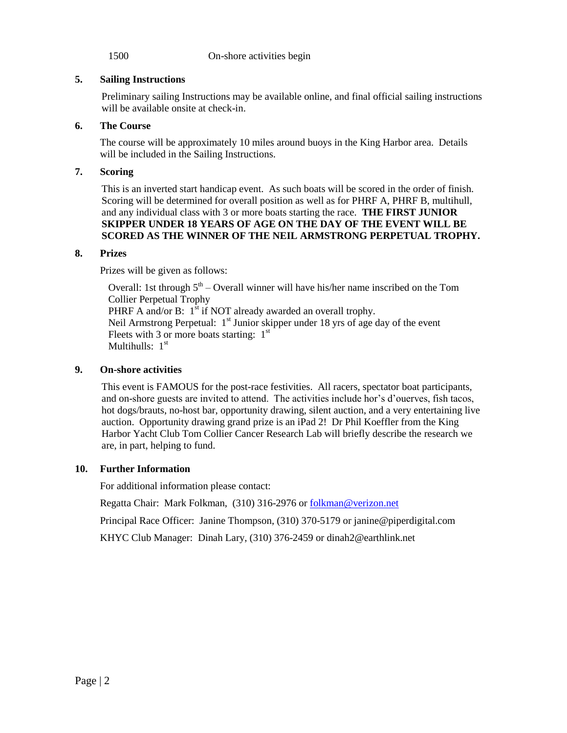| | |
|---|---|
| 1500 | On-shore activities begin |

## 5. Sailing Instructions

Preliminary sailing Instructions may be available online, and final official sailing instructions will be available onsite at check-in.

## 6. The Course

The course will be approximately 10 miles around buoys in the King Harbor area. Details will be included in the Sailing Instructions.

## 7. Scoring

This is an inverted start handicap event. As such boats will be scored in the order of finish. Scoring will be determined for overall position as well as for PHRF A, PHRF B, multihull, and any individual class with 3 or more boats starting the race. **THE FIRST JUNIOR SKIPPER UNDER 18 YEARS OF AGE ON THE DAY OF THE EVENT WILL BE SCORED AS THE WINNER OF THE NEIL ARMSTRONG PERPETUAL TROPHY.**

## 8. Prizes

Prizes will be given as follows:

Overall: 1st through 5th – Overall winner will have his/her name inscribed on the Tom Collier Perpetual Trophy
PHRF A and/or B: 1st if NOT already awarded an overall trophy.
Neil Armstrong Perpetual: 1st Junior skipper under 18 yrs of age day of the event
Fleets with 3 or more boats starting: 1st
Multihulls: 1st

## 9. On-shore activities

This event is FAMOUS for the post-race festivities. All racers, spectator boat participants, and on-shore guests are invited to attend. The activities include hor's d'ouerves, fish tacos, hot dogs/brauts, no-host bar, opportunity drawing, silent auction, and a very entertaining live auction. Opportunity drawing grand prize is an iPad 2! Dr Phil Koeffler from the King Harbor Yacht Club Tom Collier Cancer Research Lab will briefly describe the research we are, in part, helping to fund.

## 10. Further Information

For additional information please contact:

Regatta Chair: Mark Folkman, (310) 316-2976 or [folkman@verizon.net](mailto:folkman@verizon.net)

Principal Race Officer: Janine Thompson, (310) 370-5179 or janine@piperdigital.com

KHYC Club Manager: Dinah Lary, (310) 376-2459 or dinah2@earthlink.net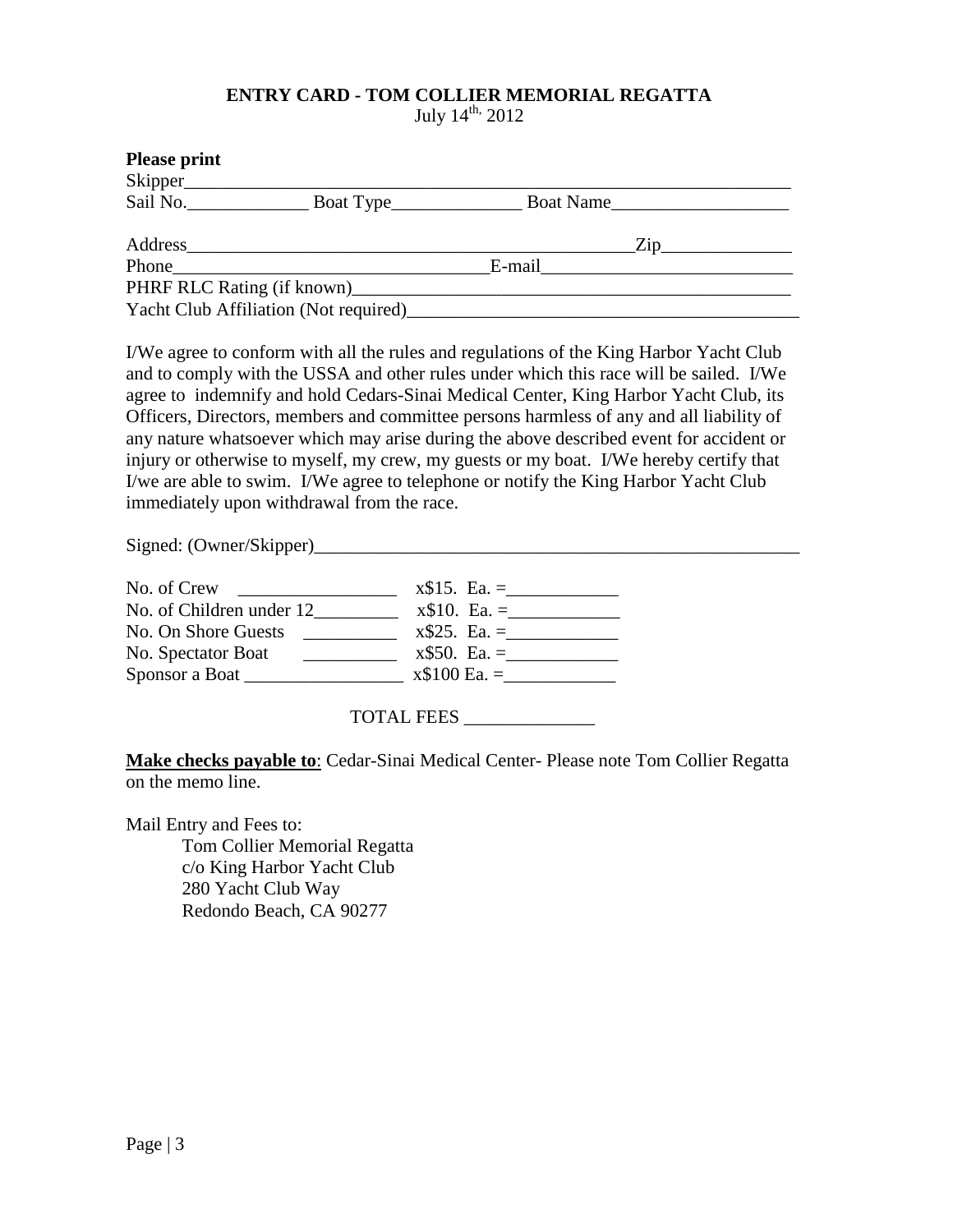**ENTRY CARD - TOM COLLIER MEMORIAL REGATTA**

July 14th, 2012

**Please print**

Skipper\_\_\_\_\_\_\_\_\_\_\_\_\_\_\_\_\_\_\_\_\_\_\_\_\_\_\_\_\_\_\_\_\_\_\_\_\_\_\_\_\_\_\_\_\_\_\_\_\_\_\_\_\_\_\_\_\_\_\_\_\_\_\_

Sail No.\_\_\_\_\_\_\_\_\_\_\_\_\_ Boat Type\_\_\_\_\_\_\_\_\_\_\_\_\_\_ Boat Name\_\_\_\_\_\_\_\_\_\_\_\_\_\_\_\_\_\_\_

Address\_\_\_\_\_\_\_\_\_\_\_\_\_\_\_\_\_\_\_\_\_\_\_\_\_\_\_\_\_\_\_\_\_\_\_\_\_\_\_\_\_\_\_\_\_\_\_\_Zip\_\_\_\_\_\_\_\_\_\_\_\_\_\_

Phone\_\_\_\_\_\_\_\_\_\_\_\_\_\_\_\_\_\_\_\_\_\_\_\_\_\_\_\_\_\_\_\_\_\_E-mail\_\_\_\_\_\_\_\_\_\_\_\_\_\_\_\_\_\_\_\_\_\_\_\_\_\_\_

PHRF RLC Rating (if known)\_\_\_\_\_\_\_\_\_\_\_\_\_\_\_\_\_\_\_\_\_\_\_\_\_\_\_\_\_\_\_\_\_\_\_\_\_\_\_\_\_\_\_\_\_\_\_\_

Yacht Club Affiliation (Not required)\_\_\_\_\_\_\_\_\_\_\_\_\_\_\_\_\_\_\_\_\_\_\_\_\_\_\_\_\_\_\_\_\_\_\_\_\_\_\_\_\_\_

I/We agree to conform with all the rules and regulations of the King Harbor Yacht Club and to comply with the USSA and other rules under which this race will be sailed. I/We agree to indemnify and hold Cedars-Sinai Medical Center, King Harbor Yacht Club, its Officers, Directors, members and committee persons harmless of any and all liability of any nature whatsoever which may arise during the above described event for accident or injury or otherwise to myself, my crew, my guests or my boat. I/We hereby certify that I/we are able to swim. I/We agree to telephone or notify the King Harbor Yacht Club immediately upon withdrawal from the race.

Signed: (Owner/Skipper)\_\_\_\_\_\_\_\_\_\_\_\_\_\_\_\_\_\_\_\_\_\_\_\_\_\_\_\_\_\_\_\_\_\_\_\_\_\_\_\_\_\_\_\_\_\_\_\_\_\_\_\_\_\_

No. of Crew \_\_\_\_\_\_\_\_\_\_\_\_\_\_\_\_\_ x$15. Ea. =\_\_\_\_\_\_\_\_\_\_\_\_

No. of Children under 12\_\_\_\_\_\_\_\_\_ x$10. Ea. =\_\_\_\_\_\_\_\_\_\_\_\_

No. On Shore Guests \_\_\_\_\_\_\_\_\_\_ x$25. Ea. =\_\_\_\_\_\_\_\_\_\_\_\_

No. Spectator Boat \_\_\_\_\_\_\_\_\_\_ x$50. Ea. =\_\_\_\_\_\_\_\_\_\_\_\_

Sponsor a Boat \_\_\_\_\_\_\_\_\_\_\_\_\_\_\_\_\_ x$100 Ea. =\_\_\_\_\_\_\_\_\_\_\_\_

TOTAL FEES \_\_\_\_\_\_\_\_\_\_\_\_\_\_

<u>**Make checks payable to**</u>: Cedar-Sinai Medical Center- Please note Tom Collier Regatta on the memo line.

Mail Entry and Fees to:

Tom Collier Memorial Regatta
c/o King Harbor Yacht Club
280 Yacht Club Way
Redondo Beach, CA 90277